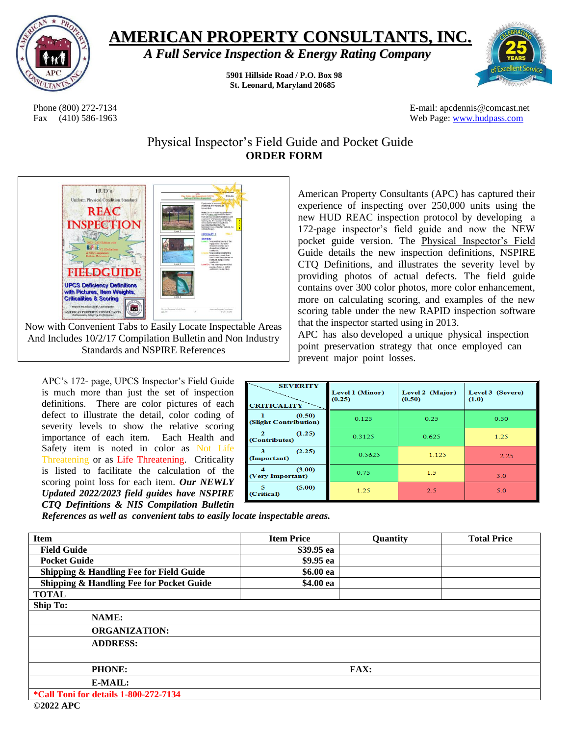# AMERICAN PROPERTY CONSULTANTS, INC.

***A Full Service Inspection & Energy Rating Company***

**5901 Hillside Road / P.O. Box 98**
**St. Leonard, Maryland 20685**

Phone (800) 272-7134
Fax (410) 586-1963

E-mail: apcdennis@comcast.net
Web Page: www.hudpass.com

## Physical Inspector's Field Guide and Pocket Guide
## ORDER FORM

Now with Convenient Tabs to Easily Locate Inspectable Areas And Includes 10/2/17 Compilation Bulletin and Non Industry Standards and NSPIRE References

American Property Consultants (APC) has captured their experience of inspecting over 250,000 units using the new HUD REAC inspection protocol by developing a 172-page inspector's field guide and now the NEW pocket guide version. The Physical Inspector's Field Guide details the new inspection definitions, NSPIRE CTQ Definitions, and illustrates the severity level by providing photos of actual defects. The field guide contains over 300 color photos, more color enhancement, more on calculating scoring, and examples of the new scoring table under the new RAPID inspection software that the inspector started using in 2013.

APC has also developed a unique physical inspection point preservation strategy that once employed can prevent major point losses.

APC's 172- page, UPCS Inspector's Field Guide is much more than just the set of inspection definitions. There are color pictures of each defect to illustrate the detail, color coding of severity levels to show the relative scoring importance of each item. Each Health and Safety item is noted in color as Not Life Threatening or as Life Threatening. Criticality is listed to facilitate the calculation of the scoring point loss for each item. ***Our NEWLY Updated 2022/2023 field guides have NSPIRE CTQ Definitions & NIS Compilation Bulletin References as well as convenient tabs to easily locate inspectable areas.***

| SEVERITY / CRITICALITY | Level 1 (Minor) (0.25) | Level 2 (Major) (0.50) | Level 3 (Severe) (1.0) |
|---|---|---|---|
| 1 (0.50) (Slight Contribution) | 0.125 | 0.25 | 0.50 |
| 2 (1.25) (Contributes) | 0.3125 | 0.625 | 1.25 |
| 3 (2.25) (Important) | 0.5625 | 1.125 | 2.25 |
| 4 (3.00) (Very Important) | 0.75 | 1.5 | 3.0 |
| 5 (5.00) (Critical) | 1.25 | 2.5 | 5.0 |

| Item | Item Price | Quantity | Total Price |
|---|---|---|---|
| **Field Guide** | **$39.95 ea** | | |
| **Pocket Guide** | **$9.95 ea** | | |
| **Shipping & Handling Fee for Field Guide** | **$6.00 ea** | | |
| **Shipping & Handling Fee for Pocket Guide** | **$4.00 ea** | | |
| **TOTAL** | | | |

**Ship To:**

**NAME:**

**ORGANIZATION:**

**ADDRESS:**

**PHONE:** **FAX:**

**E-MAIL:**

**\*Call Toni for details 1-800-272-7134**

**©2022 APC**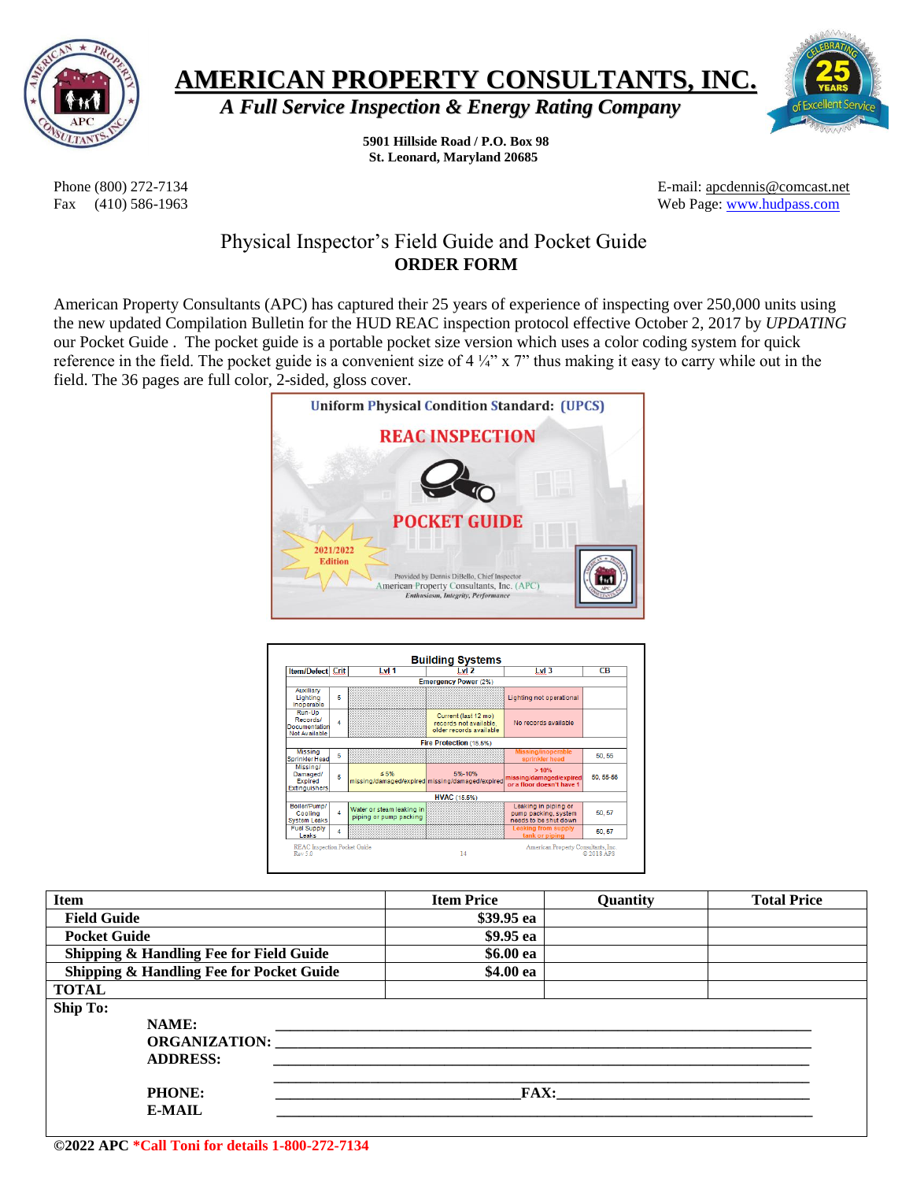# AMERICAN PROPERTY CONSULTANTS, INC.

*A Full Service Inspection & Energy Rating Company*

**5901 Hillside Road / P.O. Box 98**
**St. Leonard, Maryland 20685**

Phone (800) 272-7134
Fax (410) 586-1963

E-mail: apcdennis@comcast.net
Web Page: www.hudpass.com

## Physical Inspector's Field Guide and Pocket Guide
## ORDER FORM

American Property Consultants (APC) has captured their 25 years of experience of inspecting over 250,000 units using the new updated Compilation Bulletin for the HUD REAC inspection protocol effective October 2, 2017 by *UPDATING* our Pocket Guide . The pocket guide is a portable pocket size version which uses a color coding system for quick reference in the field. The pocket guide is a convenient size of 4 ¼" x 7" thus making it easy to carry while out in the field. The 36 pages are full color, 2-sided, gloss cover.

| Item | Item Price | Quantity | Total Price |
|---|---|---|---|
| **Field Guide** | **$39.95 ea** | | |
| **Pocket Guide** | **$9.95 ea** | | |
| **Shipping & Handling Fee for Field Guide** | **$6.00 ea** | | |
| **Shipping & Handling Fee for Pocket Guide** | **$4.00 ea** | | |
| **TOTAL** | | | |

**Ship To:**

**NAME:** ______________________________

**ORGANIZATION:** ______________________________

**ADDRESS:** ______________________________

______________________________

**PHONE:** ______________________________ **FAX:** ______________________________

**E-MAIL** ______________________________

**©2022 APC** ***Call Toni for details 1-800-272-7134**